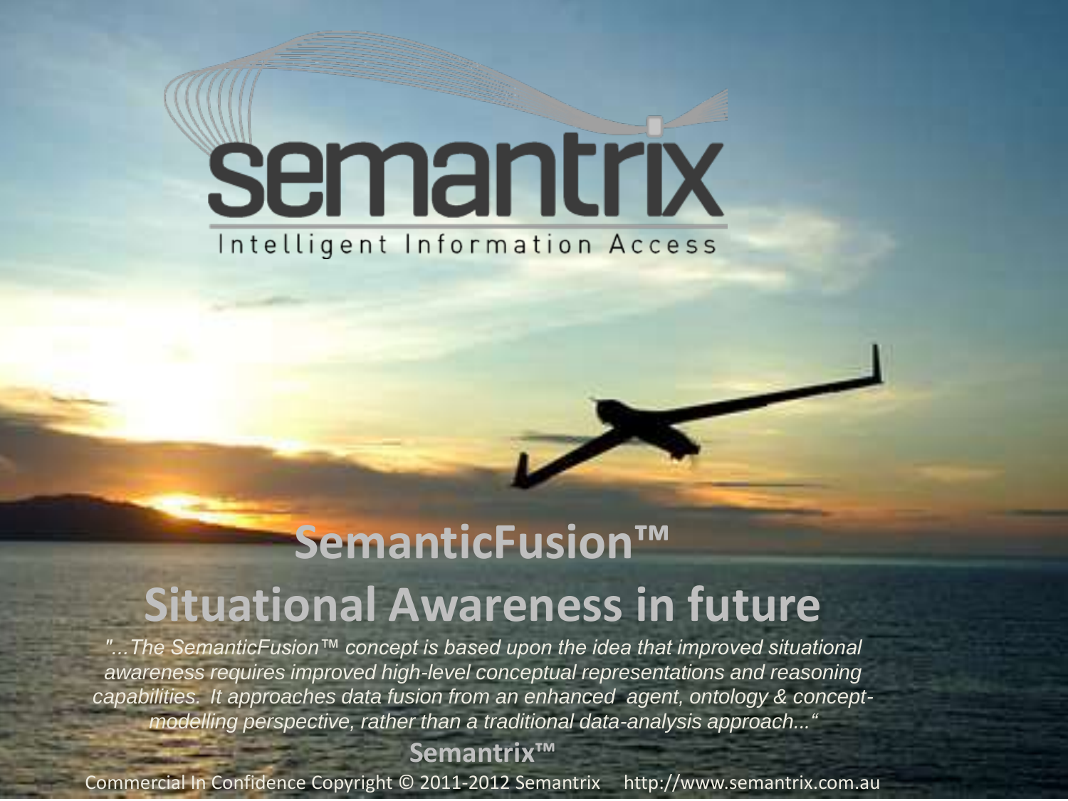# semantrix

Intelligent Information Access

# SemanticFusion™

# Situational Awareness in future

*"...The SemanticFusion™ concept is based upon the idea that improved situational awareness requires improved high-level conceptual representations and reasoning capabilities. It approaches data fusion from an enhanced agent, ontology & concept-modelling perspective, rather than a traditional data-analysis approach..."*

**Semantrix™**

Commercial In Confidence Copyright © 2011-2012 Semantrix http://www.semantrix.com.au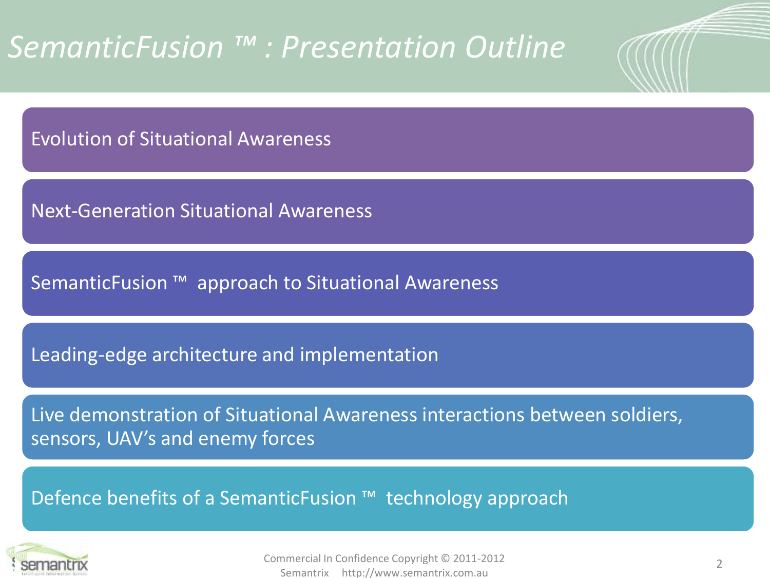# SemanticFusion ™ : Presentation Outline

- Evolution of Situational Awareness
- Next-Generation Situational Awareness
- SemanticFusion ™ approach to Situational Awareness
- Leading-edge architecture and implementation
- Live demonstration of Situational Awareness interactions between soldiers, sensors, UAV's and enemy forces
- Defence benefits of a SemanticFusion ™ technology approach

Commercial In Confidence Copyright © 2011-2012
Semantrix http://www.semantrix.com.au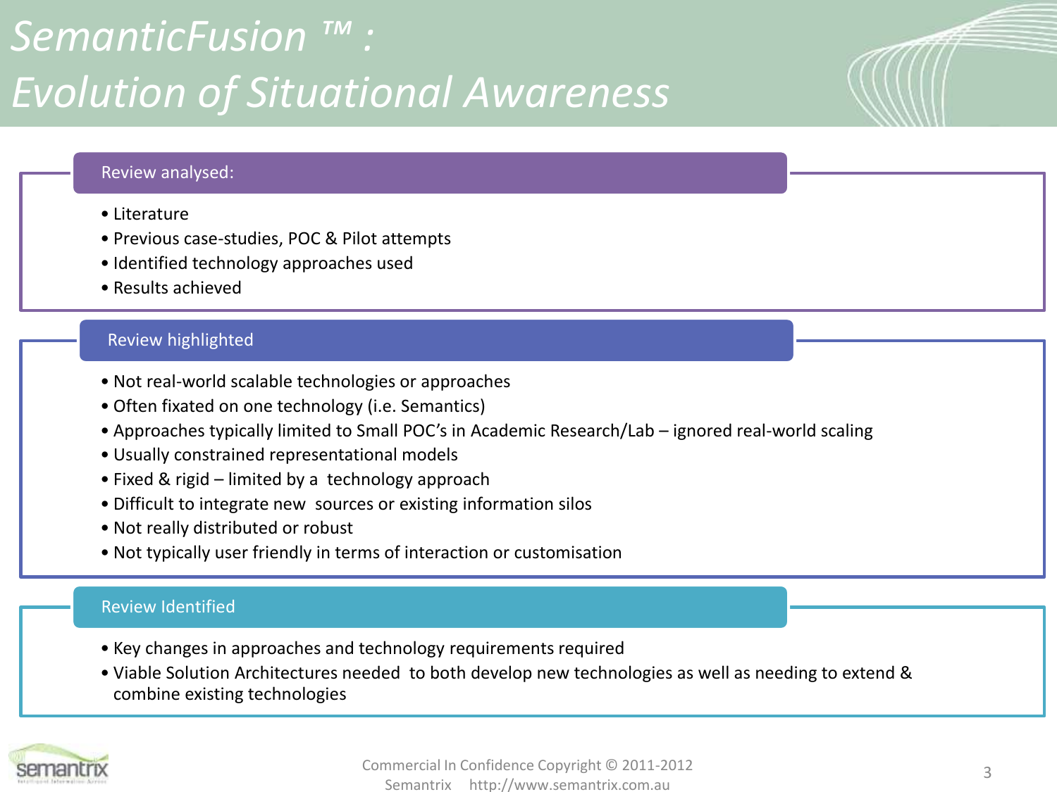# SemanticFusion ™ : Evolution of Situational Awareness

## Review analysed:

- Literature
- Previous case-studies, POC & Pilot attempts
- Identified technology approaches used
- Results achieved

## Review highlighted

- Not real-world scalable technologies or approaches
- Often fixated on one technology (i.e. Semantics)
- Approaches typically limited to Small POC's in Academic Research/Lab – ignored real-world scaling
- Usually constrained representational models
- Fixed & rigid – limited by a technology approach
- Difficult to integrate new sources or existing information silos
- Not really distributed or robust
- Not typically user friendly in terms of interaction or customisation

## Review Identified

- Key changes in approaches and technology requirements required
- Viable Solution Architectures needed to both develop new technologies as well as needing to extend & combine existing technologies

Commercial In Confidence Copyright © 2011-2012
Semantrix http://www.semantrix.com.au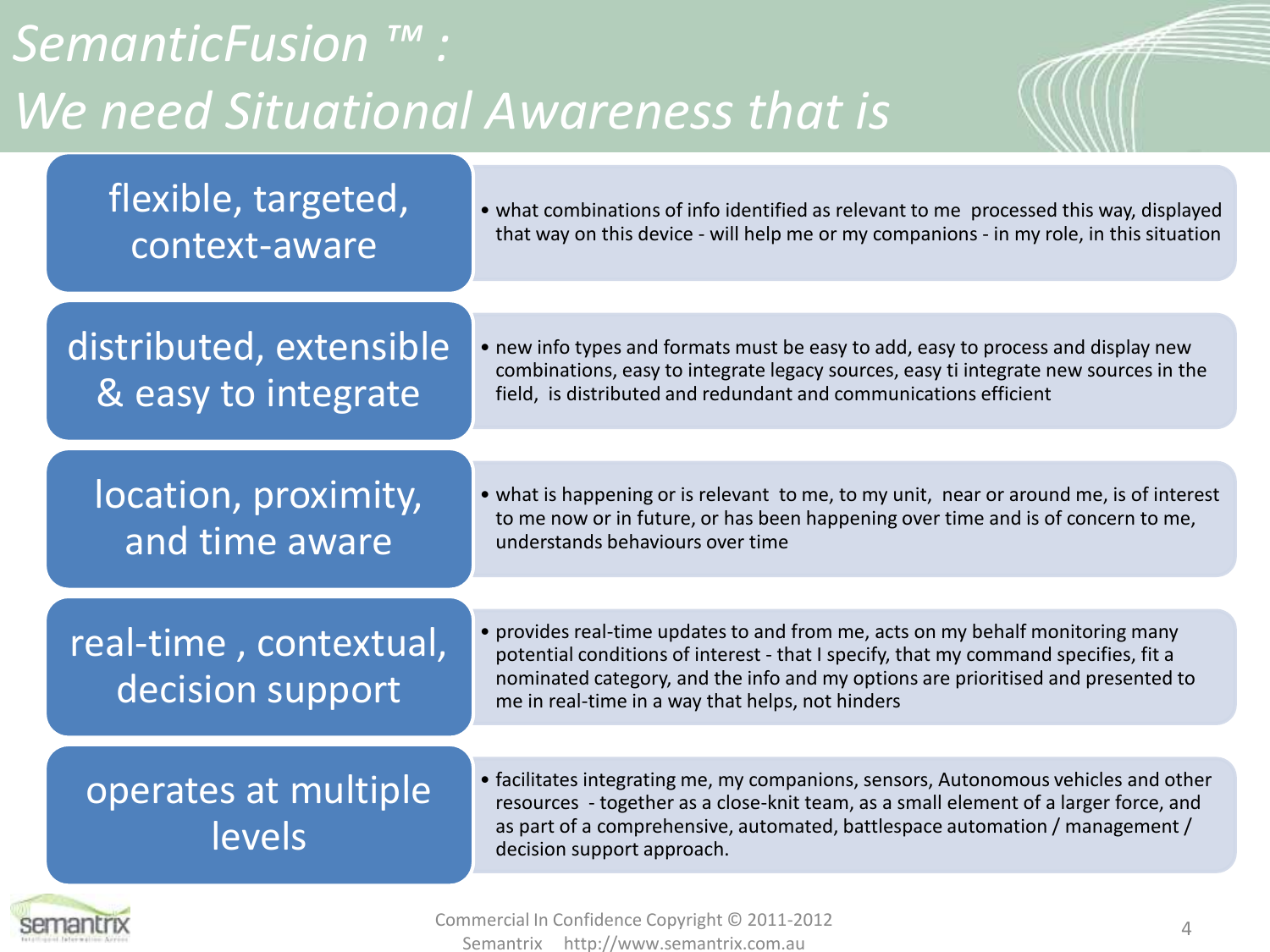# SemanticFusion ™ : We need Situational Awareness that is

| | |
|---|---|
| **flexible, targeted, context-aware** | what combinations of info identified as relevant to me processed this way, displayed that way on this device - will help me or my companions - in my role, in this situation |
| **distributed, extensible & easy to integrate** | new info types and formats must be easy to add, easy to process and display new combinations, easy to integrate legacy sources, easy ti integrate new sources in the field, is distributed and redundant and communications efficient |
| **location, proximity, and time aware** | what is happening or is relevant to me, to my unit, near or around me, is of interest to me now or in future, or has been happening over time and is of concern to me, understands behaviours over time |
| **real-time , contextual, decision support** | provides real-time updates to and from me, acts on my behalf monitoring many potential conditions of interest - that I specify, that my command specifies, fit a nominated category, and the info and my options are prioritised and presented to me in real-time in a way that helps, not hinders |
| **operates at multiple levels** | facilitates integrating me, my companions, sensors, Autonomous vehicles and other resources - together as a close-knit team, as a small element of a larger force, and as part of a comprehensive, automated, battlespace automation / management / decision support approach. |

Commercial In Confidence Copyright © 2011-2012
Semantrix http://www.semantrix.com.au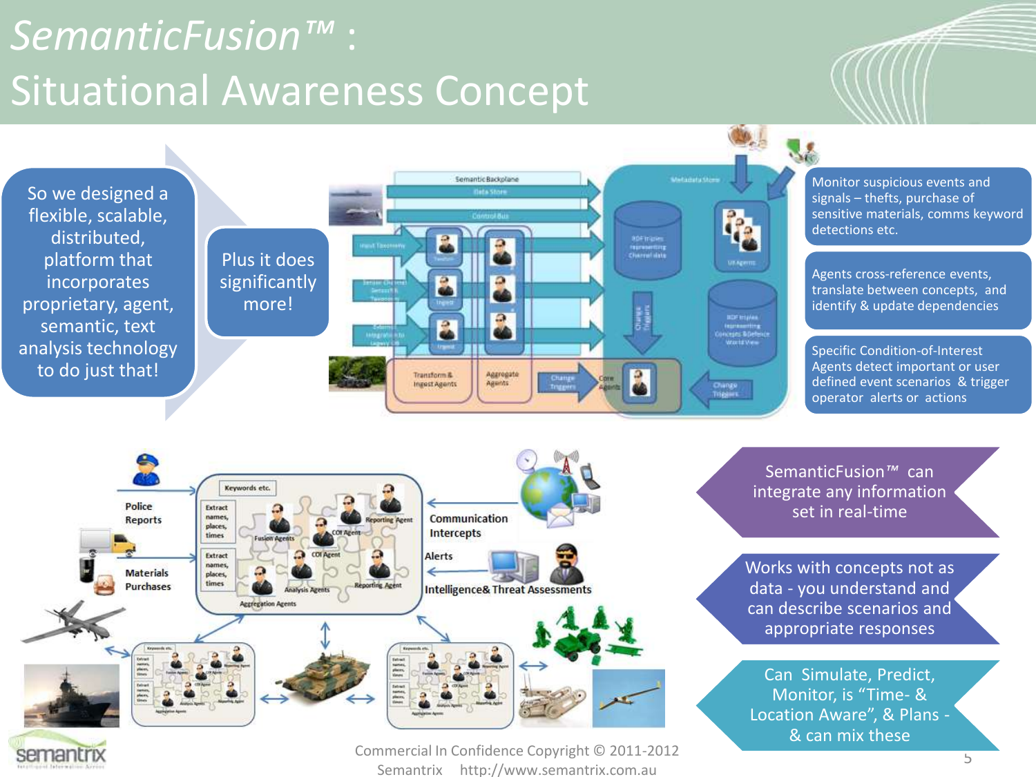# SemanticFusion™ : Situational Awareness Concept

So we designed a flexible, scalable, distributed, platform that incorporates proprietary, agent, semantic, text analysis technology to do just that!

Plus it does significantly more!

Monitor suspicious events and signals – thefts, purchase of sensitive materials, comms keyword detections etc.

Agents cross-reference events, translate between concepts, and identify & update dependencies

Specific Condition-of-Interest Agents detect important or user defined event scenarios & trigger operator alerts or actions

Police Reports

Materials Purchases

Communication Intercepts

Alerts

Intelligence& Threat Assessments

SemanticFusion™ can integrate any information set in real-time

Works with concepts not as data - you understand and can describe scenarios and appropriate responses

Can Simulate, Predict, Monitor, is "Time- & Location Aware", & Plans - & can mix these

Commercial In Confidence Copyright © 2011-2012 Semantrix http://www.semantrix.com.au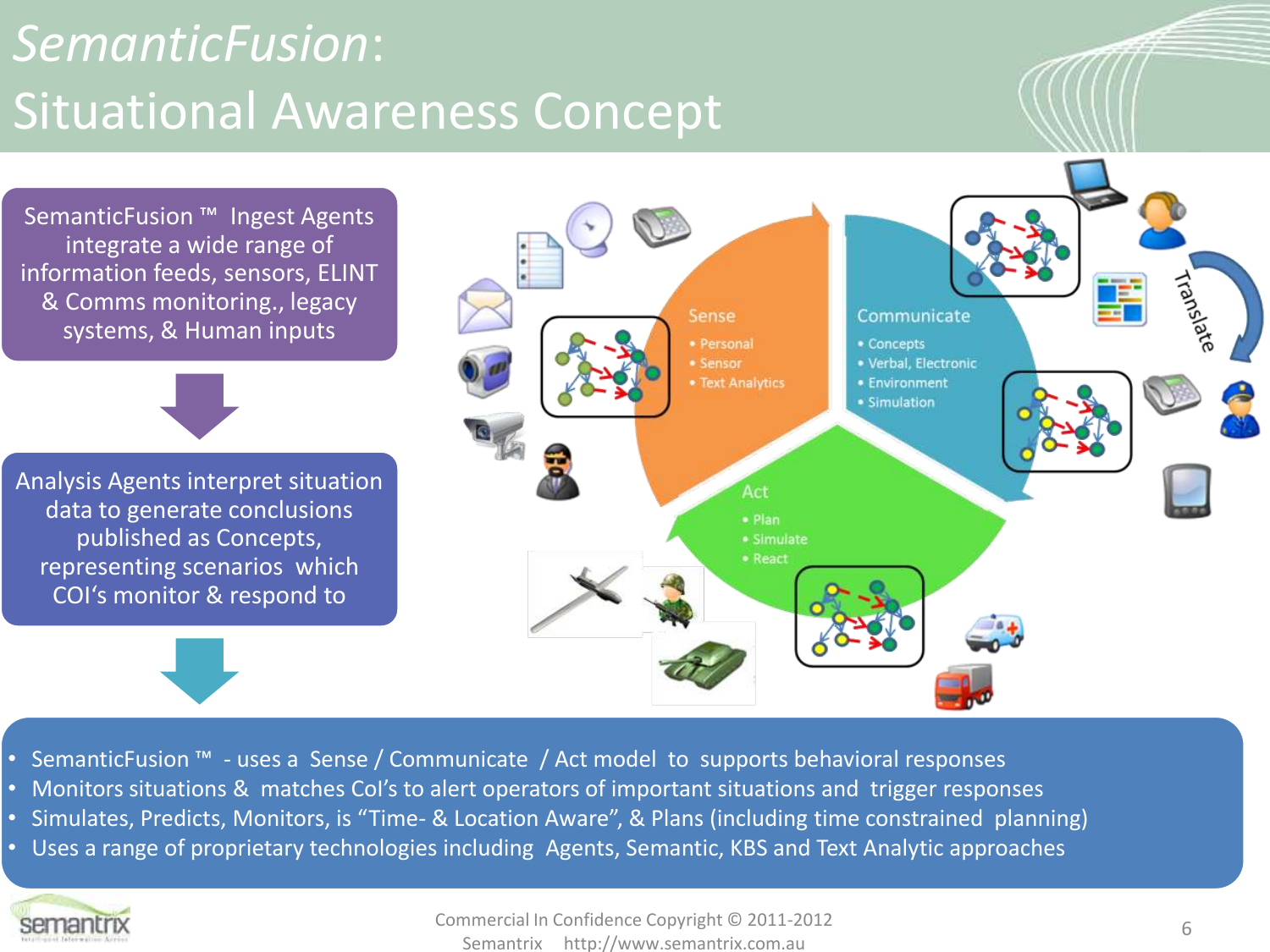# *SemanticFusion*: Situational Awareness Concept

SemanticFusion ™ Ingest Agents integrate a wide range of information feeds, sensors, ELINT & Comms monitoring., legacy systems, & Human inputs

Analysis Agents interpret situation data to generate conclusions published as Concepts, representing scenarios which COI's monitor & respond to

**Sense**
- Personal
- Sensor
- Text Analytics

**Communicate**
- Concepts
- Verbal, Electronic
- Environment
- Simulation

**Act**
- Plan
- Simulate
- React

Translate

- SemanticFusion ™ - uses a Sense / Communicate / Act model to supports behavioral responses
- Monitors situations & matches CoI's to alert operators of important situations and trigger responses
- Simulates, Predicts, Monitors, is "Time- & Location Aware", & Plans (including time constrained planning)
- Uses a range of proprietary technologies including Agents, Semantic, KBS and Text Analytic approaches

Commercial In Confidence Copyright © 2011-2012
Semantrix http://www.semantrix.com.au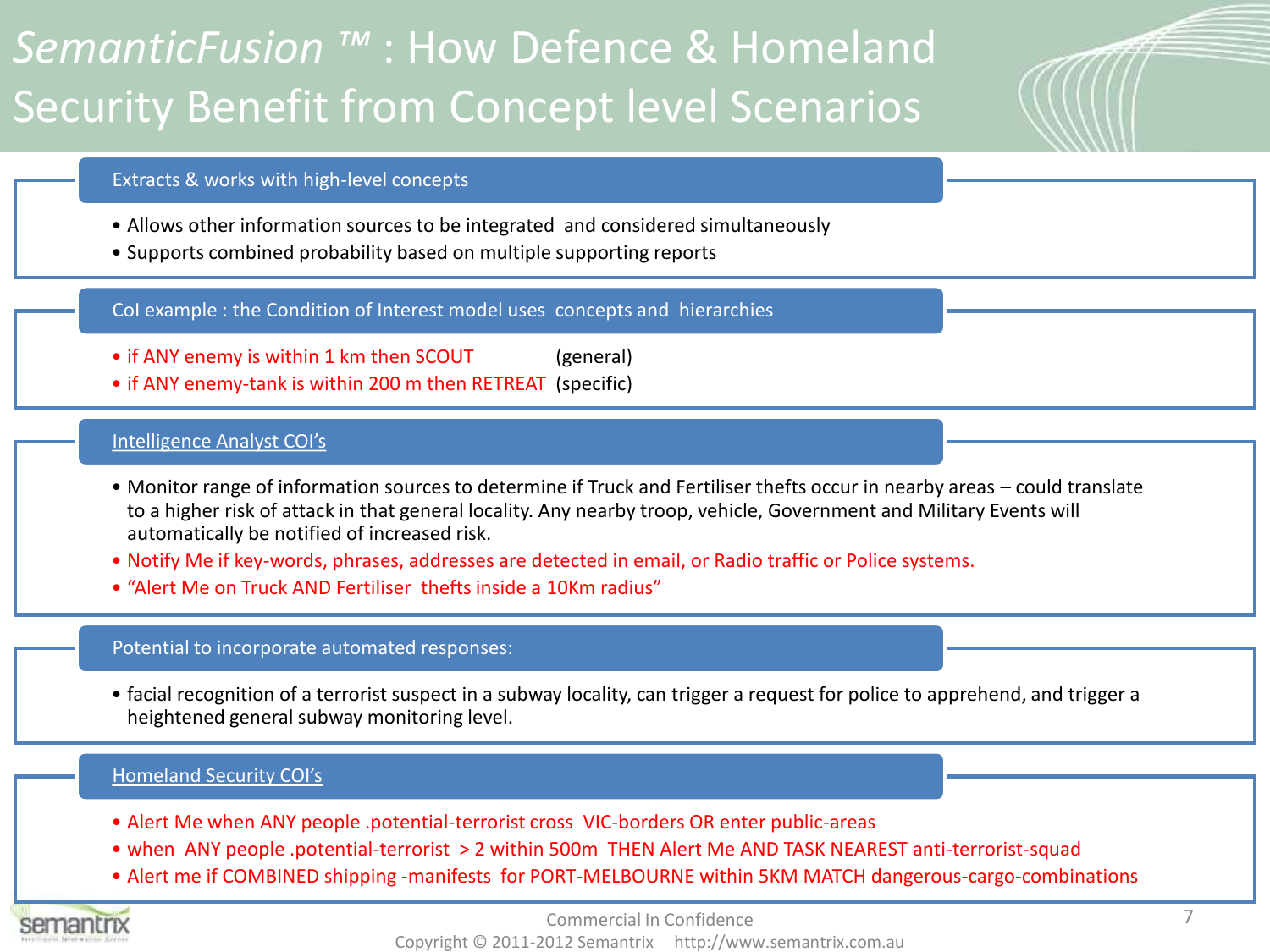# *SemanticFusion ™* : How Defence & Homeland Security Benefit from Concept level Scenarios

## Extracts & works with high-level concepts

- Allows other information sources to be integrated and considered simultaneously
- Supports combined probability based on multiple supporting reports

## CoI example : the Condition of Interest model uses concepts and hierarchies

- if ANY enemy is within 1 km then SCOUT (general)
- if ANY enemy-tank is within 200 m then RETREAT (specific)

## Intelligence Analyst COI's

- Monitor range of information sources to determine if Truck and Fertiliser thefts occur in nearby areas – could translate to a higher risk of attack in that general locality. Any nearby troop, vehicle, Government and Military Events will automatically be notified of increased risk.
- Notify Me if key-words, phrases, addresses are detected in email, or Radio traffic or Police systems.
- "Alert Me on Truck AND Fertiliser thefts inside a 10Km radius"

## Potential to incorporate automated responses:

- facial recognition of a terrorist suspect in a subway locality, can trigger a request for police to apprehend, and trigger a heightened general subway monitoring level.

## Homeland Security COI's

- Alert Me when ANY people .potential-terrorist cross VIC-borders OR enter public-areas
- when ANY people .potential-terrorist > 2 within 500m THEN Alert Me AND TASK NEAREST anti-terrorist-squad
- Alert me if COMBINED shipping -manifests for PORT-MELBOURNE within 5KM MATCH dangerous-cargo-combinations

Commercial In Confidence

Copyright © 2011-2012 Semantrix http://www.semantrix.com.au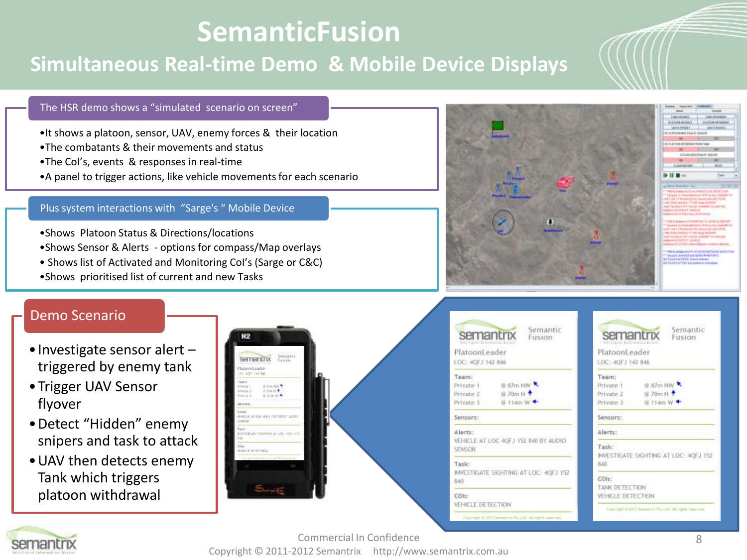# SemanticFusion

## Simultaneous Real-time Demo & Mobile Device Displays

### The HSR demo shows a "simulated scenario on screen"

- It shows a platoon, sensor, UAV, enemy forces & their location
- The combatants & their movements and status
- The CoI's, events & responses in real-time
- A panel to trigger actions, like vehicle movements for each scenario

### Plus system interactions with "Sarge's " Mobile Device

- Shows Platoon Status & Directions/locations
- Shows Sensor & Alerts - options for compass/Map overlays
- Shows list of Activated and Monitoring CoI's (Sarge or C&C)
- Shows prioritised list of current and new Tasks

### Demo Scenario

- Investigate sensor alert – triggered by enemy tank
- Trigger UAV Sensor flyover
- Detect "Hidden" enemy snipers and task to attack
- UAV then detects enemy Tank which triggers platoon withdrawal

Commercial In Confidence

Copyright © 2011-2012 Semantrix http://www.semantrix.com.au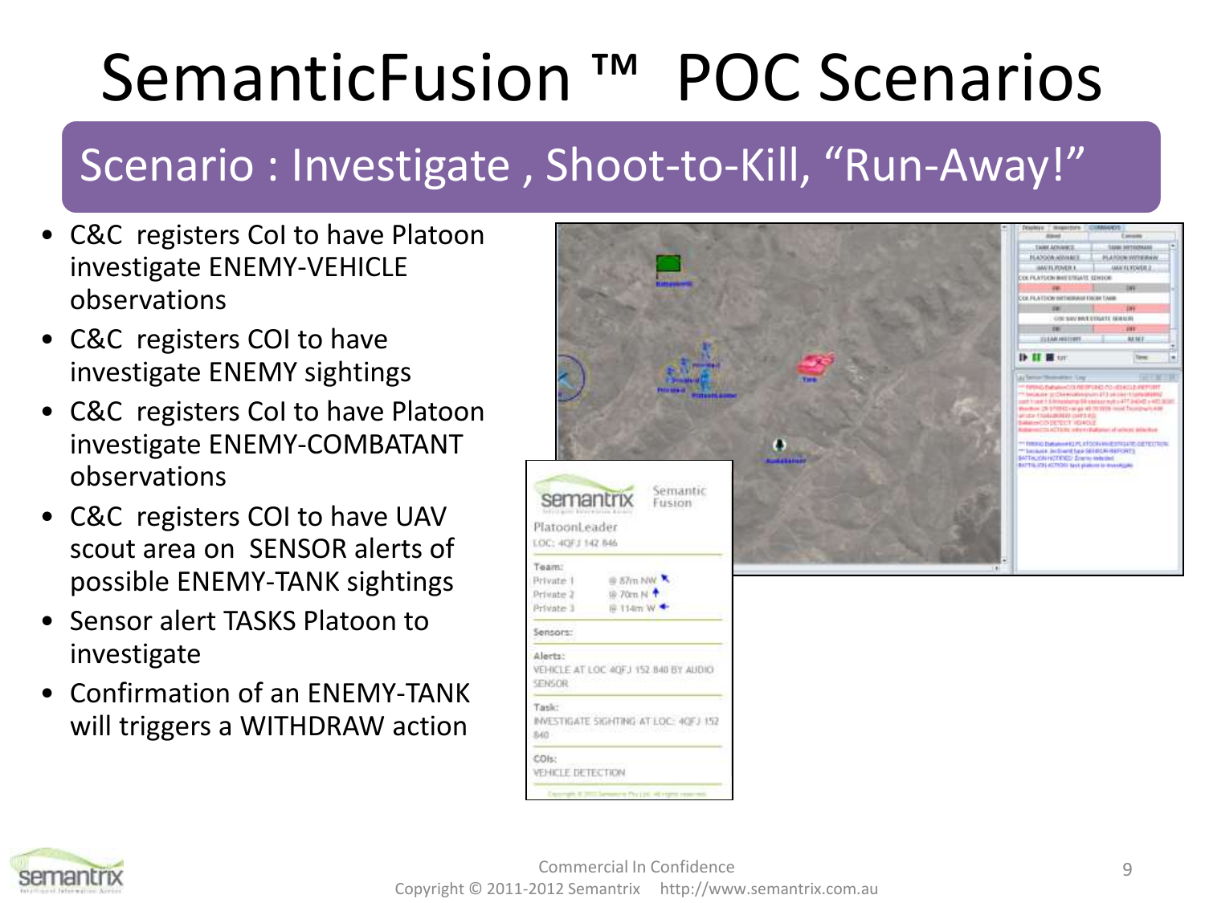# SemanticFusion ™ POC Scenarios

## Scenario : Investigate , Shoot-to-Kill, "Run-Away!"

- C&C registers CoI to have Platoon investigate ENEMY-VEHICLE observations
- C&C registers COI to have investigate ENEMY sightings
- C&C registers CoI to have Platoon investigate ENEMY-COMBATANT observations
- C&C registers COI to have UAV scout area on SENSOR alerts of possible ENEMY-TANK sightings
- Sensor alert TASKS Platoon to investigate
- Confirmation of an ENEMY-TANK will triggers a WITHDRAW action

semantrix Semantic Fusion

PlatoonLeader
LOC: 4QFJ 142 846

Team:
Private 1 @ 87m NW
Private 2 @ 70m N
Private 3 @ 114m W

Sensors:

Alerts:
VEHICLE AT LOC 4QFJ 152 840 BY AUDIO SENSOR

Task:
INVESTIGATE SIGHTING AT LOC: 4QFJ 152 840

COIs:
VEHICLE DETECTION

Commercial In Confidence
Copyright © 2011-2012 Semantrix http://www.semantrix.com.au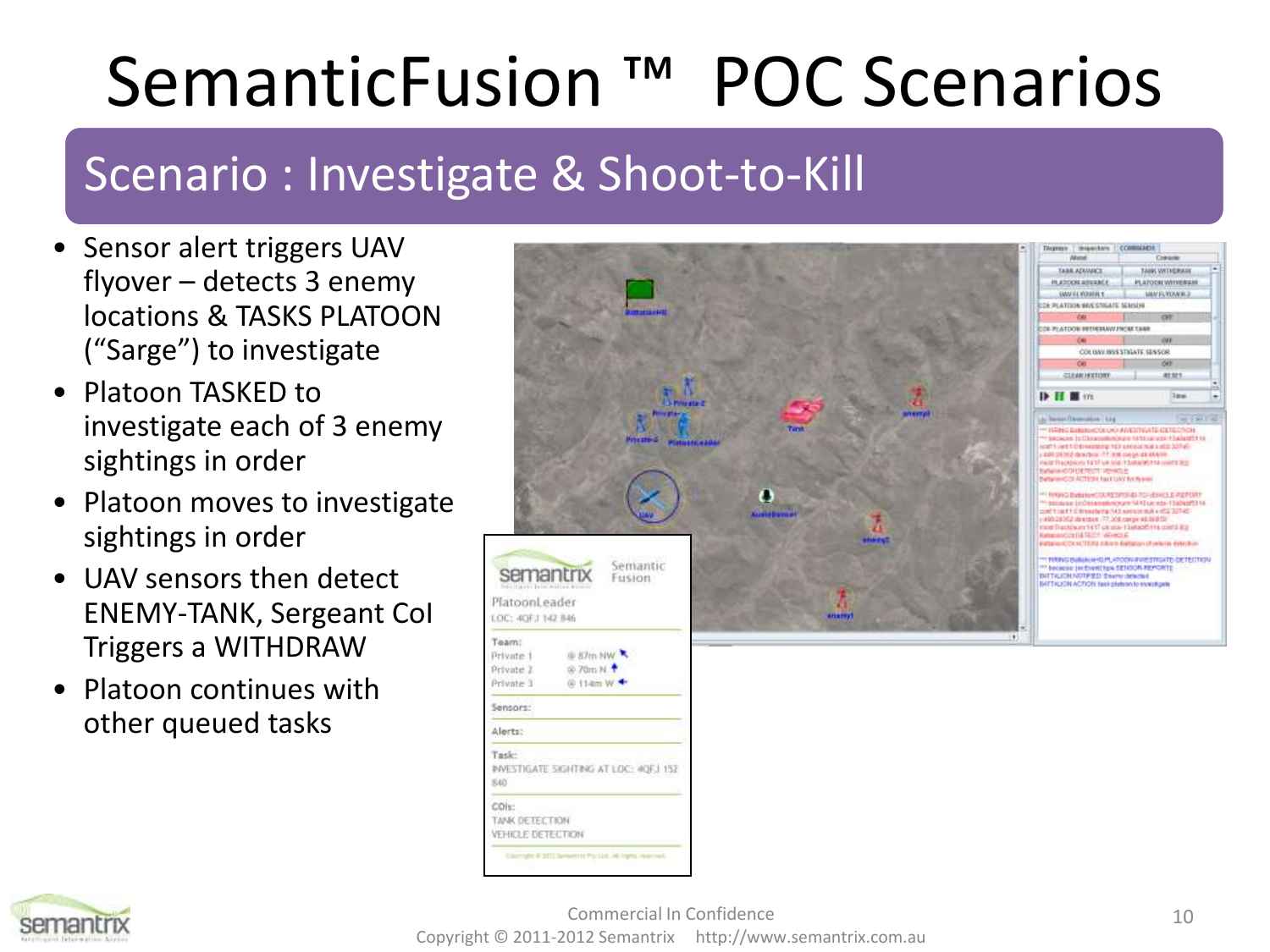# SemanticFusion ™ POC Scenarios

## Scenario : Investigate & Shoot-to-Kill

- Sensor alert triggers UAV flyover – detects 3 enemy locations & TASKS PLATOON ("Sarge") to investigate
- Platoon TASKED to investigate each of 3 enemy sightings in order
- Platoon moves to investigate sightings in order
- UAV sensors then detect ENEMY-TANK, Sergeant CoI Triggers a WITHDRAW
- Platoon continues with other queued tasks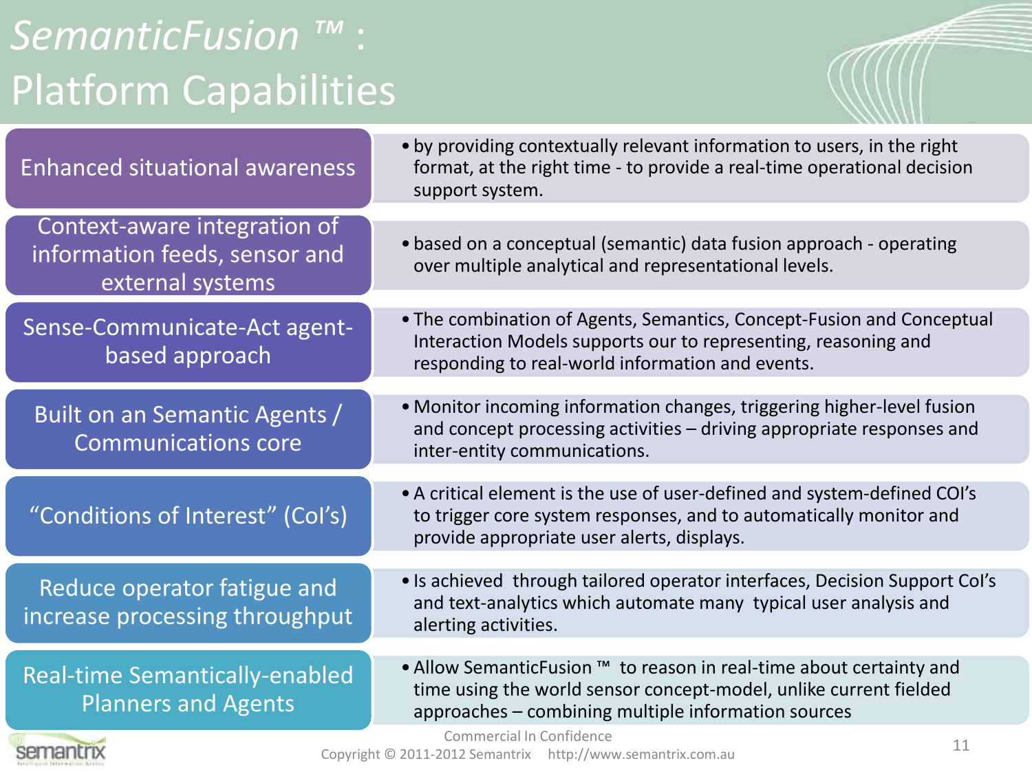# *SemanticFusion ™* : Platform Capabilities

| Capability | Description |
| --- | --- |
| Enhanced situational awareness | • by providing contextually relevant information to users, in the right format, at the right time - to provide a real-time operational decision support system. |
| Context-aware integration of information feeds, sensor and external systems | • based on a conceptual (semantic) data fusion approach - operating over multiple analytical and representational levels. |
| Sense-Communicate-Act agent-based approach | • The combination of Agents, Semantics, Concept-Fusion and Conceptual Interaction Models supports our to representing, reasoning and responding to real-world information and events. |
| Built on an Semantic Agents / Communications core | • Monitor incoming information changes, triggering higher-level fusion and concept processing activities – driving appropriate responses and inter-entity communications. |
| "Conditions of Interest" (CoI's) | • A critical element is the use of user-defined and system-defined COI's to trigger core system responses, and to automatically monitor and provide appropriate user alerts, displays. |
| Reduce operator fatigue and increase processing throughput | • Is achieved through tailored operator interfaces, Decision Support CoI's and text-analytics which automate many typical user analysis and alerting activities. |
| Real-time Semantically-enabled Planners and Agents | • Allow SemanticFusion ™ to reason in real-time about certainty and time using the world sensor concept-model, unlike current fielded approaches – combining multiple information sources |

Commercial In Confidence

Copyright © 2011-2012 Semantrix http://www.semantrix.com.au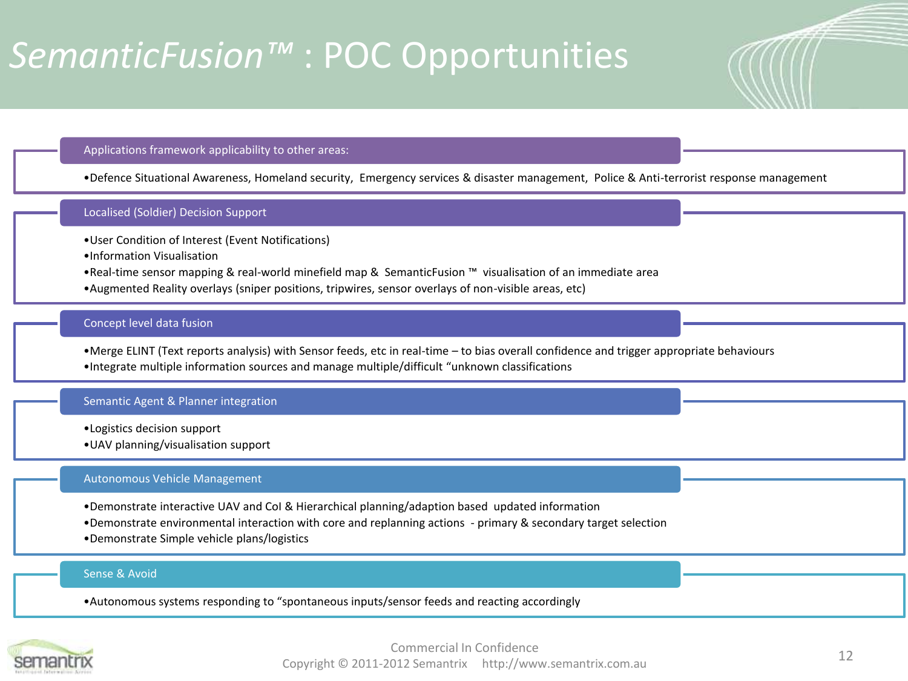# *SemanticFusion™* : POC Opportunities

## Applications framework applicability to other areas:

- Defence Situational Awareness, Homeland security, Emergency services & disaster management, Police & Anti-terrorist response management

## Localised (Soldier) Decision Support

- User Condition of Interest (Event Notifications)
- Information Visualisation
- Real-time sensor mapping & real-world minefield map & SemanticFusion ™ visualisation of an immediate area
- Augmented Reality overlays (sniper positions, tripwires, sensor overlays of non-visible areas, etc)

## Concept level data fusion

- Merge ELINT (Text reports analysis) with Sensor feeds, etc in real-time – to bias overall confidence and trigger appropriate behaviours
- Integrate multiple information sources and manage multiple/difficult "unknown classifications

## Semantic Agent & Planner integration

- Logistics decision support
- UAV planning/visualisation support

## Autonomous Vehicle Management

- Demonstrate interactive UAV and CoI & Hierarchical planning/adaption based updated information
- Demonstrate environmental interaction with core and replanning actions - primary & secondary target selection
- Demonstrate Simple vehicle plans/logistics

## Sense & Avoid

- Autonomous systems responding to "spontaneous inputs/sensor feeds and reacting accordingly

Commercial In Confidence
Copyright © 2011-2012 Semantrix http://www.semantrix.com.au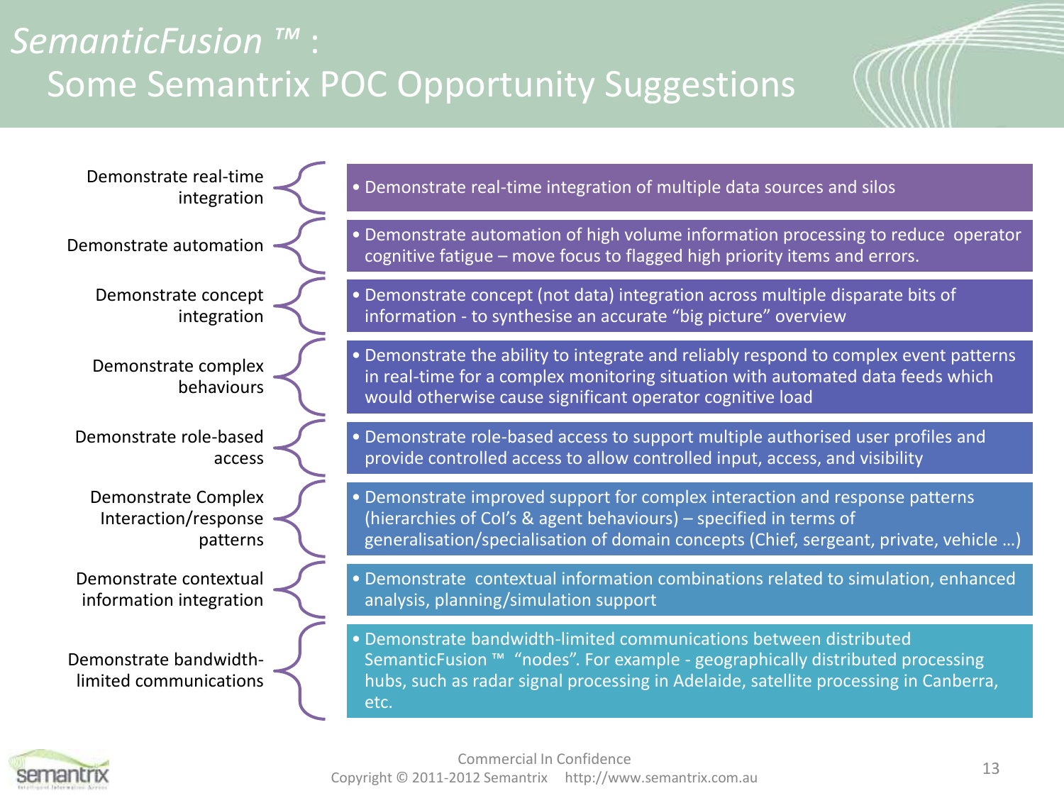# *SemanticFusion ™* : Some Semantrix POC Opportunity Suggestions

| | |
|---|---|
| Demonstrate real-time integration | • Demonstrate real-time integration of multiple data sources and silos |
| Demonstrate automation | • Demonstrate automation of high volume information processing to reduce operator cognitive fatigue – move focus to flagged high priority items and errors. |
| Demonstrate concept integration | • Demonstrate concept (not data) integration across multiple disparate bits of information - to synthesise an accurate "big picture" overview |
| Demonstrate complex behaviours | • Demonstrate the ability to integrate and reliably respond to complex event patterns in real-time for a complex monitoring situation with automated data feeds which would otherwise cause significant operator cognitive load |
| Demonstrate role-based access | • Demonstrate role-based access to support multiple authorised user profiles and provide controlled access to allow controlled input, access, and visibility |
| Demonstrate Complex Interaction/response patterns | • Demonstrate improved support for complex interaction and response patterns (hierarchies of CoI's & agent behaviours) – specified in terms of generalisation/specialisation of domain concepts (Chief, sergeant, private, vehicle …) |
| Demonstrate contextual information integration | • Demonstrate contextual information combinations related to simulation, enhanced analysis, planning/simulation support |
| Demonstrate bandwidth-limited communications | • Demonstrate bandwidth-limited communications between distributed SemanticFusion ™ "nodes". For example - geographically distributed processing hubs, such as radar signal processing in Adelaide, satellite processing in Canberra, etc. |

Commercial In Confidence
Copyright © 2011-2012 Semantrix http://www.semantrix.com.au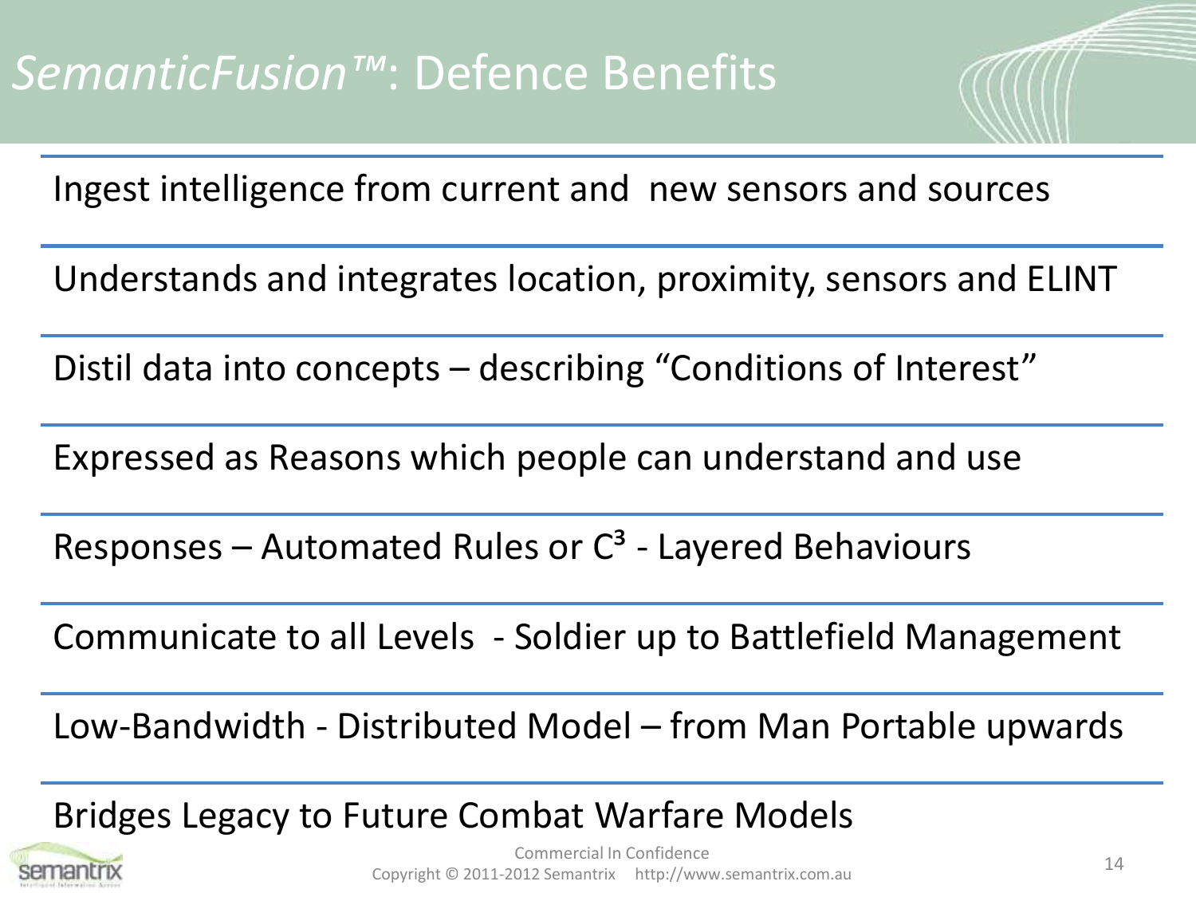# *SemanticFusion™*: Defence Benefits

Ingest intelligence from current and new sensors and sources

Understands and integrates location, proximity, sensors and ELINT

Distil data into concepts – describing "Conditions of Interest"

Expressed as Reasons which people can understand and use

Responses – Automated Rules or $C^3$ - Layered Behaviours

Communicate to all Levels - Soldier up to Battlefield Management

Low-Bandwidth - Distributed Model – from Man Portable upwards

Bridges Legacy to Future Combat Warfare Models

Commercial In Confidence

Copyright © 2011-2012 Semantrix http://www.semantrix.com.au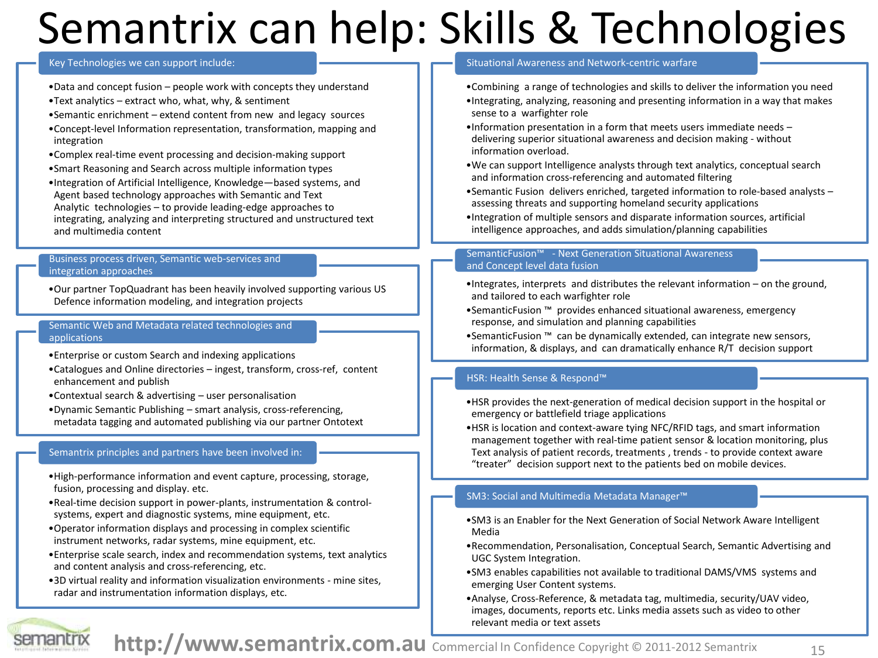# Semantrix can help: Skills & Technologies

## Key Technologies we can support include:

- Data and concept fusion – people work with concepts they understand
- Text analytics – extract who, what, why, & sentiment
- Semantic enrichment – extend content from new and legacy sources
- Concept-level Information representation, transformation, mapping and integration
- Complex real-time event processing and decision-making support
- Smart Reasoning and Search across multiple information types
- Integration of Artificial Intelligence, Knowledge—based systems, and Agent based technology approaches with Semantic and Text Analytic technologies – to provide leading-edge approaches to integrating, analyzing and interpreting structured and unstructured text and multimedia content

## Business process driven, Semantic web-services and integration approaches

- Our partner TopQuadrant has been heavily involved supporting various US Defence information modeling, and integration projects

## Semantic Web and Metadata related technologies and applications

- Enterprise or custom Search and indexing applications
- Catalogues and Online directories – ingest, transform, cross-ref, content enhancement and publish
- Contextual search & advertising – user personalisation
- Dynamic Semantic Publishing – smart analysis, cross-referencing, metadata tagging and automated publishing via our partner Ontotext

## Semantrix principles and partners have been involved in:

- High-performance information and event capture, processing, storage, fusion, processing and display. etc.
- Real-time decision support in power-plants, instrumentation & control-systems, expert and diagnostic systems, mine equipment, etc.
- Operator information displays and processing in complex scientific instrument networks, radar systems, mine equipment, etc.
- Enterprise scale search, index and recommendation systems, text analytics and content analysis and cross-referencing, etc.
- 3D virtual reality and information visualization environments - mine sites, radar and instrumentation information displays, etc.

## Situational Awareness and Network-centric warfare

- Combining a range of technologies and skills to deliver the information you need
- Integrating, analyzing, reasoning and presenting information in a way that makes sense to a warfighter role
- Information presentation in a form that meets users immediate needs – delivering superior situational awareness and decision making - without information overload.
- We can support Intelligence analysts through text analytics, conceptual search and information cross-referencing and automated filtering
- Semantic Fusion delivers enriched, targeted information to role-based analysts – assessing threats and supporting homeland security applications
- Integration of multiple sensors and disparate information sources, artificial intelligence approaches, and adds simulation/planning capabilities

## SemanticFusion™ - Next Generation Situational Awareness and Concept level data fusion

- Integrates, interprets and distributes the relevant information – on the ground, and tailored to each warfighter role
- SemanticFusion ™ provides enhanced situational awareness, emergency response, and simulation and planning capabilities
- SemanticFusion ™ can be dynamically extended, can integrate new sensors, information, & displays, and can dramatically enhance R/T decision support

## HSR: Health Sense & Respond™

- HSR provides the next-generation of medical decision support in the hospital or emergency or battlefield triage applications
- HSR is location and context-aware tying NFC/RFID tags, and smart information management together with real-time patient sensor & location monitoring, plus Text analysis of patient records, treatments , trends - to provide context aware "treater" decision support next to the patients bed on mobile devices.

## SM3: Social and Multimedia Metadata Manager™

- SM3 is an Enabler for the Next Generation of Social Network Aware Intelligent Media
- Recommendation, Personalisation, Conceptual Search, Semantic Advertising and UGC System Integration.
- SM3 enables capabilities not available to traditional DAMS/VMS systems and emerging User Content systems.
- Analyse, Cross-Reference, & metadata tag, multimedia, security/UAV video, images, documents, reports etc. Links media assets such as video to other relevant media or text assets

semantrix

http://www.semantrix.com.au Commercial In Confidence Copyright © 2011-2012 Semantrix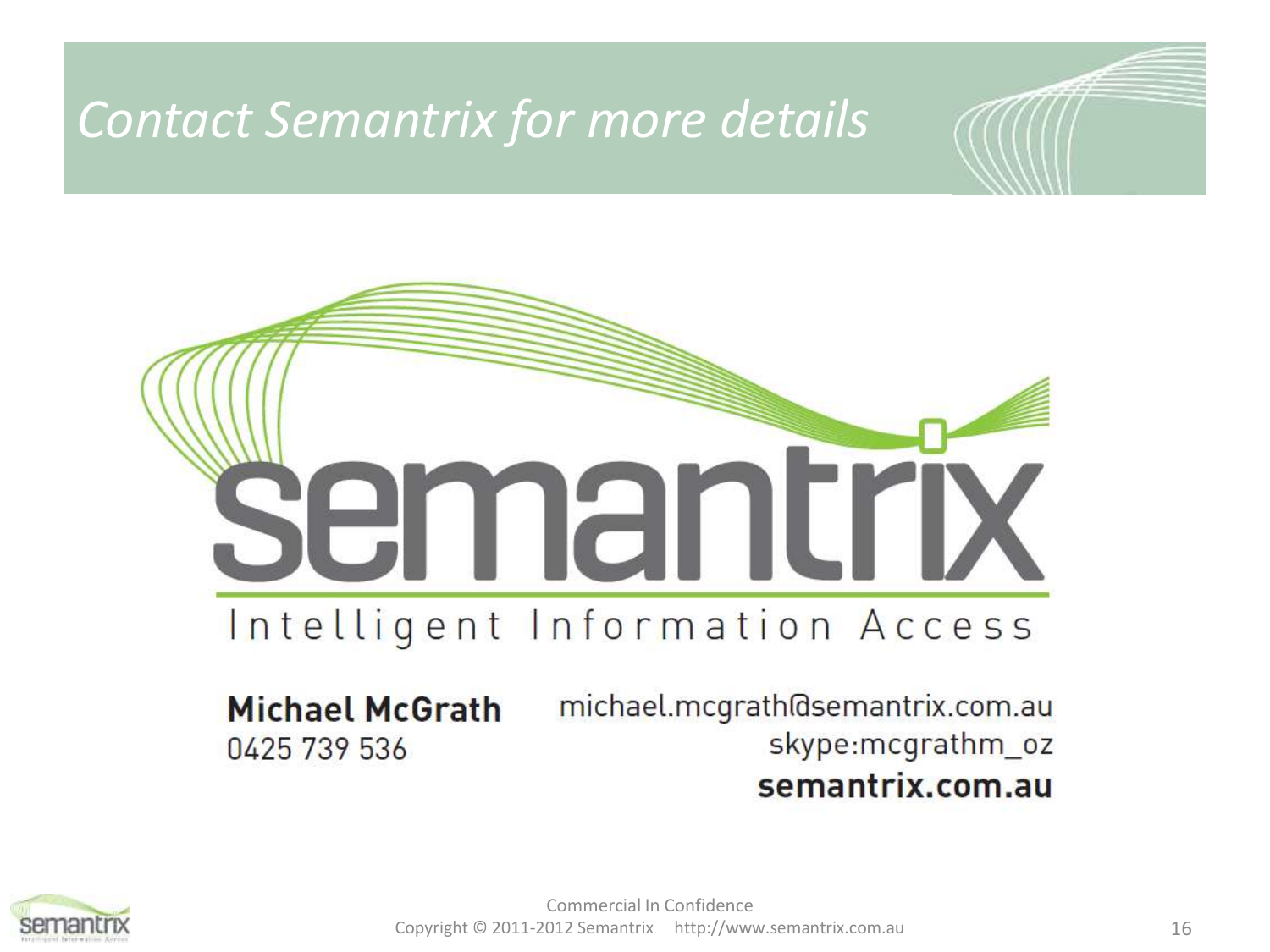# *Contact Semantrix for more details*

semantrix

Intelligent Information Access

**Michael McGrath**
0425 739 536

michael.mcgrath@semantrix.com.au
skype:mcgrathm_oz
**semantrix.com.au**

Commercial In Confidence
Copyright © 2011-2012 Semantrix http://www.semantrix.com.au